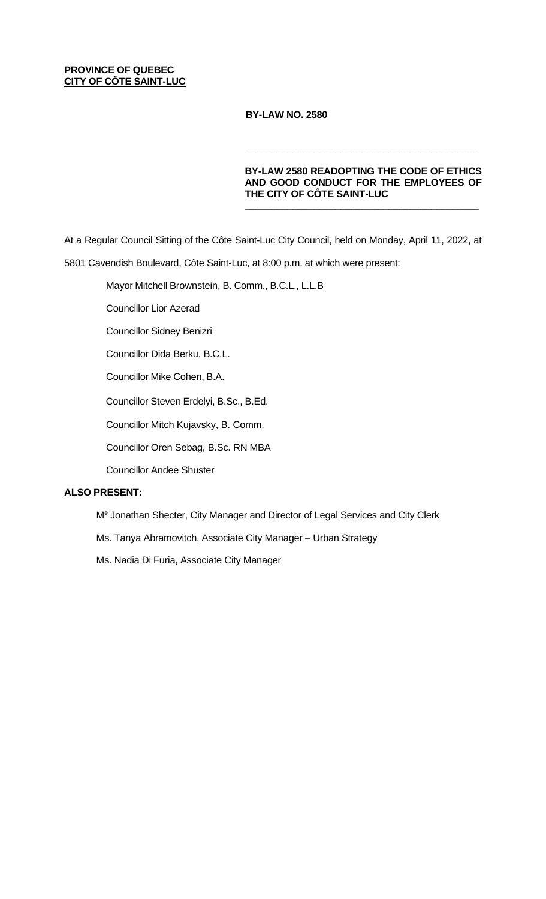**PROVINCE OF QUEBEC**
**CITY OF CÔTE SAINT-LUC**

**BY-LAW NO. 2580**

---

**BY-LAW 2580 READOPTING THE CODE OF ETHICS AND GOOD CONDUCT FOR THE EMPLOYEES OF THE CITY OF CÔTE SAINT-LUC**

---

At a Regular Council Sitting of the Côte Saint-Luc City Council, held on Monday, April 11, 2022, at 5801 Cavendish Boulevard, Côte Saint-Luc, at 8:00 p.m. at which were present:

Mayor Mitchell Brownstein, B. Comm., B.C.L., L.L.B

Councillor Lior Azerad

Councillor Sidney Benizri

Councillor Dida Berku, B.C.L.

Councillor Mike Cohen, B.A.

Councillor Steven Erdelyi, B.Sc., B.Ed.

Councillor Mitch Kujavsky, B. Comm.

Councillor Oren Sebag, B.Sc. RN MBA

Councillor Andee Shuster

**ALSO PRESENT:**

Me Jonathan Shecter, City Manager and Director of Legal Services and City Clerk

Ms. Tanya Abramovitch, Associate City Manager – Urban Strategy

Ms. Nadia Di Furia, Associate City Manager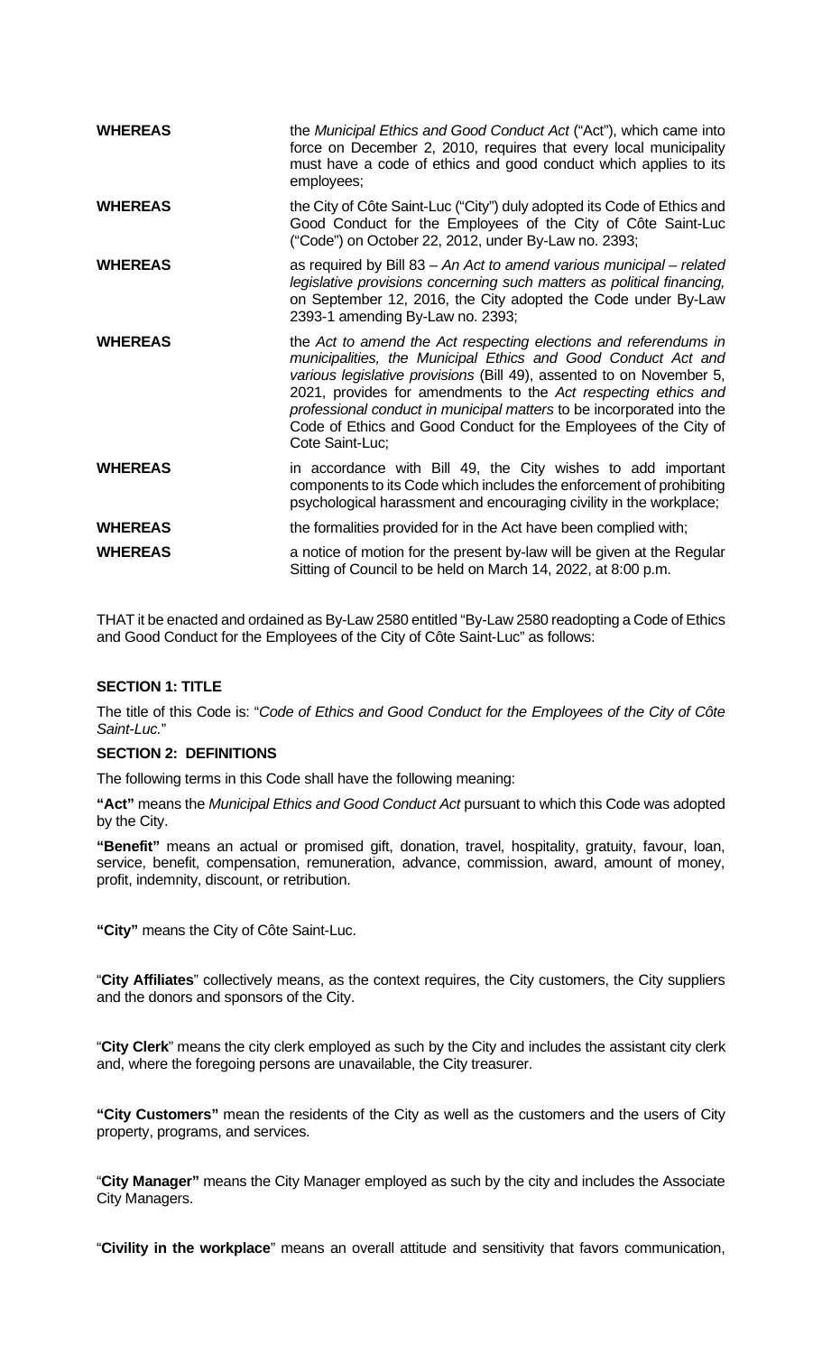| | |
|---|---|
| **WHEREAS** | the *Municipal Ethics and Good Conduct Act* ("Act"), which came into force on December 2, 2010, requires that every local municipality must have a code of ethics and good conduct which applies to its employees; |
| **WHEREAS** | the City of Côte Saint-Luc ("City") duly adopted its Code of Ethics and Good Conduct for the Employees of the City of Côte Saint-Luc ("Code") on October 22, 2012, under By-Law no. 2393; |
| **WHEREAS** | as required by Bill 83 – *An Act to amend various municipal – related legislative provisions concerning such matters as political financing,* on September 12, 2016, the City adopted the Code under By-Law 2393-1 amending By-Law no. 2393; |
| **WHEREAS** | the *Act to amend the Act respecting elections and referendums in municipalities, the Municipal Ethics and Good Conduct Act and various legislative provisions* (Bill 49), assented to on November 5, 2021, provides for amendments to the *Act respecting ethics and professional conduct in municipal matters* to be incorporated into the Code of Ethics and Good Conduct for the Employees of the City of Cote Saint-Luc; |
| **WHEREAS** | in accordance with Bill 49, the City wishes to add important components to its Code which includes the enforcement of prohibiting psychological harassment and encouraging civility in the workplace; |
| **WHEREAS** | the formalities provided for in the Act have been complied with; |
| **WHEREAS** | a notice of motion for the present by-law will be given at the Regular Sitting of Council to be held on March 14, 2022, at 8:00 p.m. |

THAT it be enacted and ordained as By-Law 2580 entitled "By-Law 2580 readopting a Code of Ethics and Good Conduct for the Employees of the City of Côte Saint-Luc" as follows:

**SECTION 1: TITLE**

The title of this Code is: "*Code of Ethics and Good Conduct for the Employees of the City of Côte Saint-Luc.*"

**SECTION 2: DEFINITIONS**

The following terms in this Code shall have the following meaning:

**"Act"** means the *Municipal Ethics and Good Conduct Act* pursuant to which this Code was adopted by the City.

**"Benefit"** means an actual or promised gift, donation, travel, hospitality, gratuity, favour, loan, service, benefit, compensation, remuneration, advance, commission, award, amount of money, profit, indemnity, discount, or retribution.

**"City"** means the City of Côte Saint-Luc.

"**City Affiliates**" collectively means, as the context requires, the City customers, the City suppliers and the donors and sponsors of the City.

"**City Clerk**" means the city clerk employed as such by the City and includes the assistant city clerk and, where the foregoing persons are unavailable, the City treasurer.

**"City Customers"** mean the residents of the City as well as the customers and the users of City property, programs, and services.

"**City Manager"** means the City Manager employed as such by the city and includes the Associate City Managers.

"**Civility in the workplace**" means an overall attitude and sensitivity that favors communication,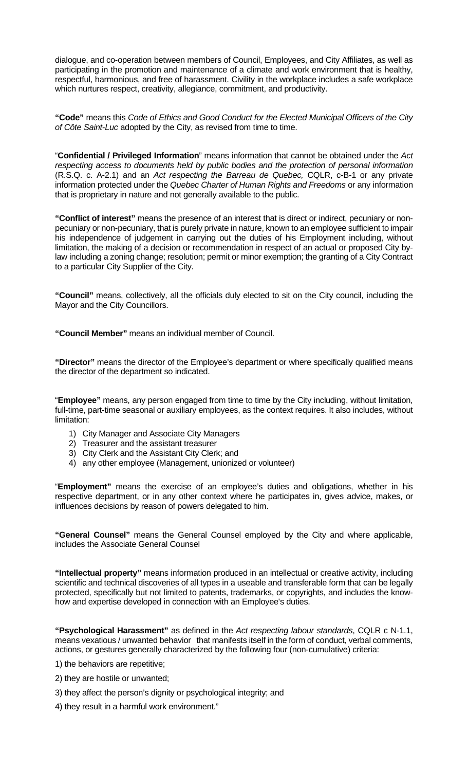dialogue, and co-operation between members of Council, Employees, and City Affiliates, as well as participating in the promotion and maintenance of a climate and work environment that is healthy, respectful, harmonious, and free of harassment. Civility in the workplace includes a safe workplace which nurtures respect, creativity, allegiance, commitment, and productivity.

**"Code"** means this *Code of Ethics and Good Conduct for the Elected Municipal Officers of the City of Côte Saint-Luc* adopted by the City, as revised from time to time.

"**Confidential / Privileged Information**" means information that cannot be obtained under the *Act respecting access to documents held by public bodies and the protection of personal information* (R.S.Q. c. A-2.1) and an *Act respecting the Barreau de Quebec,* CQLR, c-B-1 or any private information protected under the *Quebec Charter of Human Rights and Freedoms* or any information that is proprietary in nature and not generally available to the public.

**"Conflict of interest"** means the presence of an interest that is direct or indirect, pecuniary or non-pecuniary or non-pecuniary, that is purely private in nature, known to an employee sufficient to impair his independence of judgement in carrying out the duties of his Employment including, without limitation, the making of a decision or recommendation in respect of an actual or proposed City by-law including a zoning change; resolution; permit or minor exemption; the granting of a City Contract to a particular City Supplier of the City.

**"Council"** means, collectively, all the officials duly elected to sit on the City council, including the Mayor and the City Councillors.

**"Council Member"** means an individual member of Council.

**"Director"** means the director of the Employee's department or where specifically qualified means the director of the department so indicated.

"**Employee"** means, any person engaged from time to time by the City including, without limitation, full-time, part-time seasonal or auxiliary employees, as the context requires. It also includes, without limitation:

1) City Manager and Associate City Managers
2) Treasurer and the assistant treasurer
3) City Clerk and the Assistant City Clerk; and
4) any other employee (Management, unionized or volunteer)

"**Employment"** means the exercise of an employee's duties and obligations, whether in his respective department, or in any other context where he participates in, gives advice, makes, or influences decisions by reason of powers delegated to him.

**"General Counsel"** means the General Counsel employed by the City and where applicable, includes the Associate General Counsel

**"Intellectual property"** means information produced in an intellectual or creative activity, including scientific and technical discoveries of all types in a useable and transferable form that can be legally protected, specifically but not limited to patents, trademarks, or copyrights, and includes the know-how and expertise developed in connection with an Employee's duties.

**"Psychological Harassment"** as defined in the *Act respecting labour standards*, CQLR c N-1.1, means vexatious / unwanted behavior that manifests itself in the form of conduct, verbal comments, actions, or gestures generally characterized by the following four (non-cumulative) criteria:

1) the behaviors are repetitive;

2) they are hostile or unwanted;

3) they affect the person's dignity or psychological integrity; and

4) they result in a harmful work environment."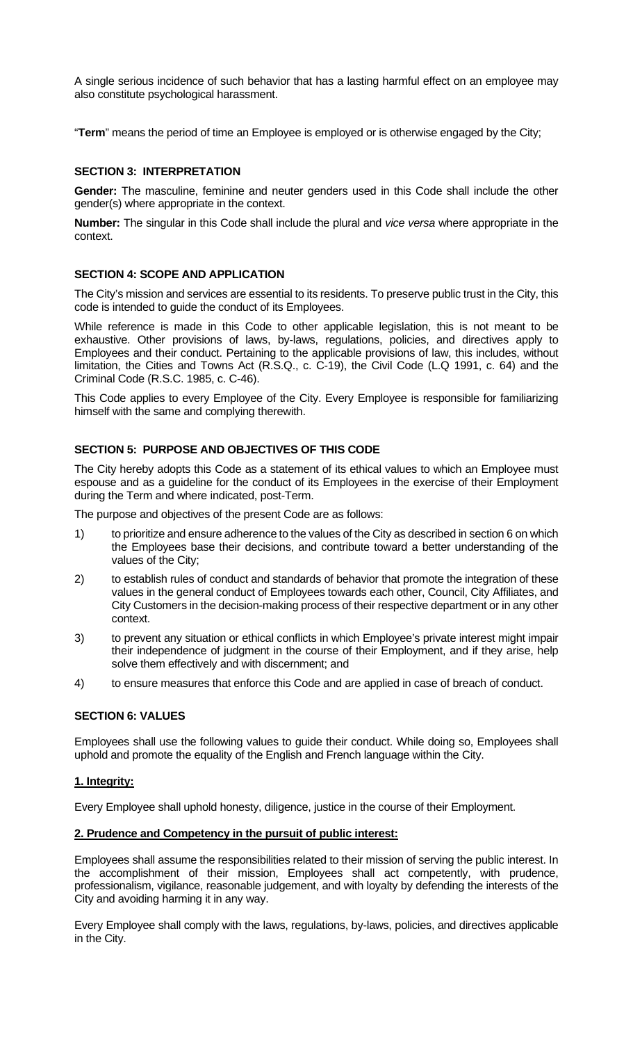A single serious incidence of such behavior that has a lasting harmful effect on an employee may also constitute psychological harassment.

"**Term**" means the period of time an Employee is employed or is otherwise engaged by the City;

### SECTION 3: INTERPRETATION

**Gender:** The masculine, feminine and neuter genders used in this Code shall include the other gender(s) where appropriate in the context.

**Number:** The singular in this Code shall include the plural and *vice versa* where appropriate in the context.

### SECTION 4: SCOPE AND APPLICATION

The City's mission and services are essential to its residents. To preserve public trust in the City, this code is intended to guide the conduct of its Employees.

While reference is made in this Code to other applicable legislation, this is not meant to be exhaustive. Other provisions of laws, by-laws, regulations, policies, and directives apply to Employees and their conduct. Pertaining to the applicable provisions of law, this includes, without limitation, the Cities and Towns Act (R.S.Q., c. C-19), the Civil Code (L.Q 1991, c. 64) and the Criminal Code (R.S.C. 1985, c. C-46).

This Code applies to every Employee of the City. Every Employee is responsible for familiarizing himself with the same and complying therewith.

### SECTION 5: PURPOSE AND OBJECTIVES OF THIS CODE

The City hereby adopts this Code as a statement of its ethical values to which an Employee must espouse and as a guideline for the conduct of its Employees in the exercise of their Employment during the Term and where indicated, post-Term.

The purpose and objectives of the present Code are as follows:

1) to prioritize and ensure adherence to the values of the City as described in section 6 on which the Employees base their decisions, and contribute toward a better understanding of the values of the City;
2) to establish rules of conduct and standards of behavior that promote the integration of these values in the general conduct of Employees towards each other, Council, City Affiliates, and City Customers in the decision-making process of their respective department or in any other context.
3) to prevent any situation or ethical conflicts in which Employee's private interest might impair their independence of judgment in the course of their Employment, and if they arise, help solve them effectively and with discernment; and
4) to ensure measures that enforce this Code and are applied in case of breach of conduct.

### SECTION 6: VALUES

Employees shall use the following values to guide their conduct. While doing so, Employees shall uphold and promote the equality of the English and French language within the City.

#### 1. Integrity:

Every Employee shall uphold honesty, diligence, justice in the course of their Employment.

#### 2. Prudence and Competency in the pursuit of public interest:

Employees shall assume the responsibilities related to their mission of serving the public interest. In the accomplishment of their mission, Employees shall act competently, with prudence, professionalism, vigilance, reasonable judgement, and with loyalty by defending the interests of the City and avoiding harming it in any way.

Every Employee shall comply with the laws, regulations, by-laws, policies, and directives applicable in the City.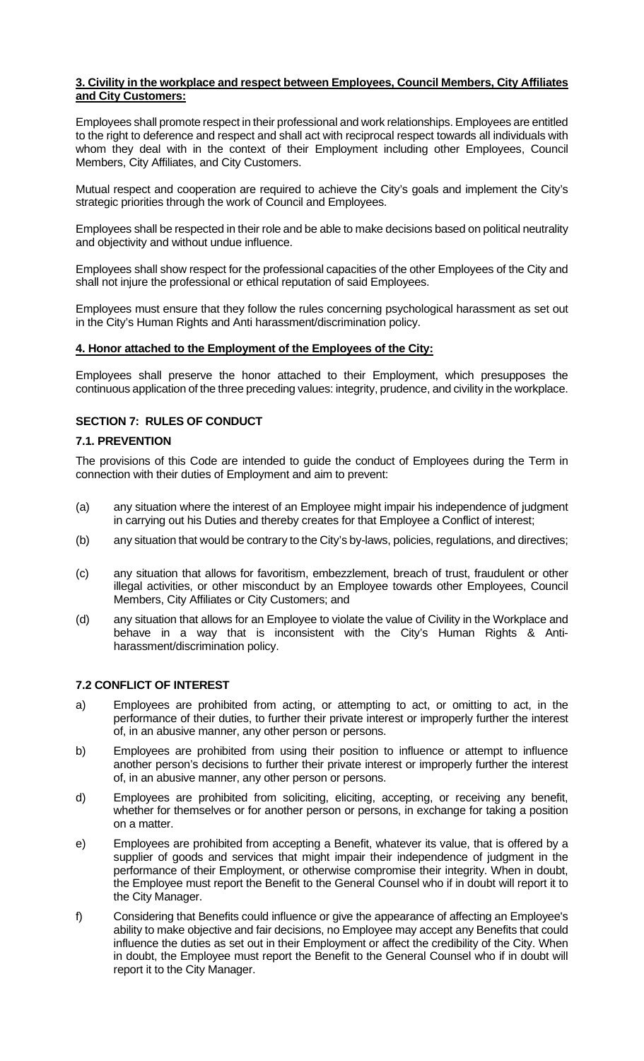**3. Civility in the workplace and respect between Employees, Council Members, City Affiliates and City Customers:**

Employees shall promote respect in their professional and work relationships. Employees are entitled to the right to deference and respect and shall act with reciprocal respect towards all individuals with whom they deal with in the context of their Employment including other Employees, Council Members, City Affiliates, and City Customers.

Mutual respect and cooperation are required to achieve the City's goals and implement the City's strategic priorities through the work of Council and Employees.

Employees shall be respected in their role and be able to make decisions based on political neutrality and objectivity and without undue influence.

Employees shall show respect for the professional capacities of the other Employees of the City and shall not injure the professional or ethical reputation of said Employees.

Employees must ensure that they follow the rules concerning psychological harassment as set out in the City's Human Rights and Anti harassment/discrimination policy.

**4. Honor attached to the Employment of the Employees of the City:**

Employees shall preserve the honor attached to their Employment, which presupposes the continuous application of the three preceding values: integrity, prudence, and civility in the workplace.

## SECTION 7: RULES OF CONDUCT

### 7.1. PREVENTION

The provisions of this Code are intended to guide the conduct of Employees during the Term in connection with their duties of Employment and aim to prevent:

(a) any situation where the interest of an Employee might impair his independence of judgment in carrying out his Duties and thereby creates for that Employee a Conflict of interest;

(b) any situation that would be contrary to the City's by-laws, policies, regulations, and directives;

(c) any situation that allows for favoritism, embezzlement, breach of trust, fraudulent or other illegal activities, or other misconduct by an Employee towards other Employees, Council Members, City Affiliates or City Customers; and

(d) any situation that allows for an Employee to violate the value of Civility in the Workplace and behave in a way that is inconsistent with the City's Human Rights & Anti-harassment/discrimination policy.

### 7.2 CONFLICT OF INTEREST

a) Employees are prohibited from acting, or attempting to act, or omitting to act, in the performance of their duties, to further their private interest or improperly further the interest of, in an abusive manner, any other person or persons.

b) Employees are prohibited from using their position to influence or attempt to influence another person's decisions to further their private interest or improperly further the interest of, in an abusive manner, any other person or persons.

d) Employees are prohibited from soliciting, eliciting, accepting, or receiving any benefit, whether for themselves or for another person or persons, in exchange for taking a position on a matter.

e) Employees are prohibited from accepting a Benefit, whatever its value, that is offered by a supplier of goods and services that might impair their independence of judgment in the performance of their Employment, or otherwise compromise their integrity. When in doubt, the Employee must report the Benefit to the General Counsel who if in doubt will report it to the City Manager.

f) Considering that Benefits could influence or give the appearance of affecting an Employee's ability to make objective and fair decisions, no Employee may accept any Benefits that could influence the duties as set out in their Employment or affect the credibility of the City. When in doubt, the Employee must report the Benefit to the General Counsel who if in doubt will report it to the City Manager.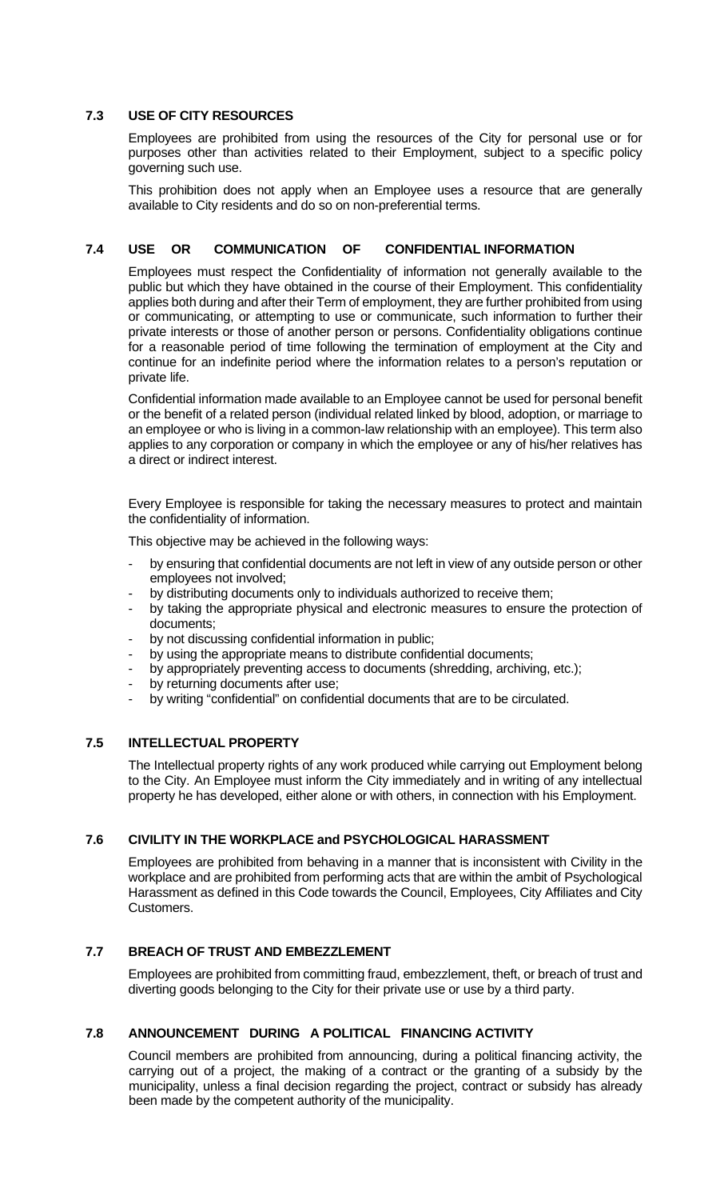### 7.3 USE OF CITY RESOURCES

Employees are prohibited from using the resources of the City for personal use or for purposes other than activities related to their Employment, subject to a specific policy governing such use.

This prohibition does not apply when an Employee uses a resource that are generally available to City residents and do so on non-preferential terms.

### 7.4 USE OR COMMUNICATION OF CONFIDENTIAL INFORMATION

Employees must respect the Confidentiality of information not generally available to the public but which they have obtained in the course of their Employment. This confidentiality applies both during and after their Term of employment, they are further prohibited from using or communicating, or attempting to use or communicate, such information to further their private interests or those of another person or persons. Confidentiality obligations continue for a reasonable period of time following the termination of employment at the City and continue for an indefinite period where the information relates to a person's reputation or private life.

Confidential information made available to an Employee cannot be used for personal benefit or the benefit of a related person (individual related linked by blood, adoption, or marriage to an employee or who is living in a common-law relationship with an employee). This term also applies to any corporation or company in which the employee or any of his/her relatives has a direct or indirect interest.

Every Employee is responsible for taking the necessary measures to protect and maintain the confidentiality of information.

This objective may be achieved in the following ways:

- by ensuring that confidential documents are not left in view of any outside person or other employees not involved;
- by distributing documents only to individuals authorized to receive them;
- by taking the appropriate physical and electronic measures to ensure the protection of documents;
- by not discussing confidential information in public;
- by using the appropriate means to distribute confidential documents;
- by appropriately preventing access to documents (shredding, archiving, etc.);
- by returning documents after use;
- by writing "confidential" on confidential documents that are to be circulated.

### 7.5 INTELLECTUAL PROPERTY

The Intellectual property rights of any work produced while carrying out Employment belong to the City. An Employee must inform the City immediately and in writing of any intellectual property he has developed, either alone or with others, in connection with his Employment.

### 7.6 CIVILITY IN THE WORKPLACE and PSYCHOLOGICAL HARASSMENT

Employees are prohibited from behaving in a manner that is inconsistent with Civility in the workplace and are prohibited from performing acts that are within the ambit of Psychological Harassment as defined in this Code towards the Council, Employees, City Affiliates and City Customers.

### 7.7 BREACH OF TRUST AND EMBEZZLEMENT

Employees are prohibited from committing fraud, embezzlement, theft, or breach of trust and diverting goods belonging to the City for their private use or use by a third party.

### 7.8 ANNOUNCEMENT DURING A POLITICAL FINANCING ACTIVITY

Council members are prohibited from announcing, during a political financing activity, the carrying out of a project, the making of a contract or the granting of a subsidy by the municipality, unless a final decision regarding the project, contract or subsidy has already been made by the competent authority of the municipality.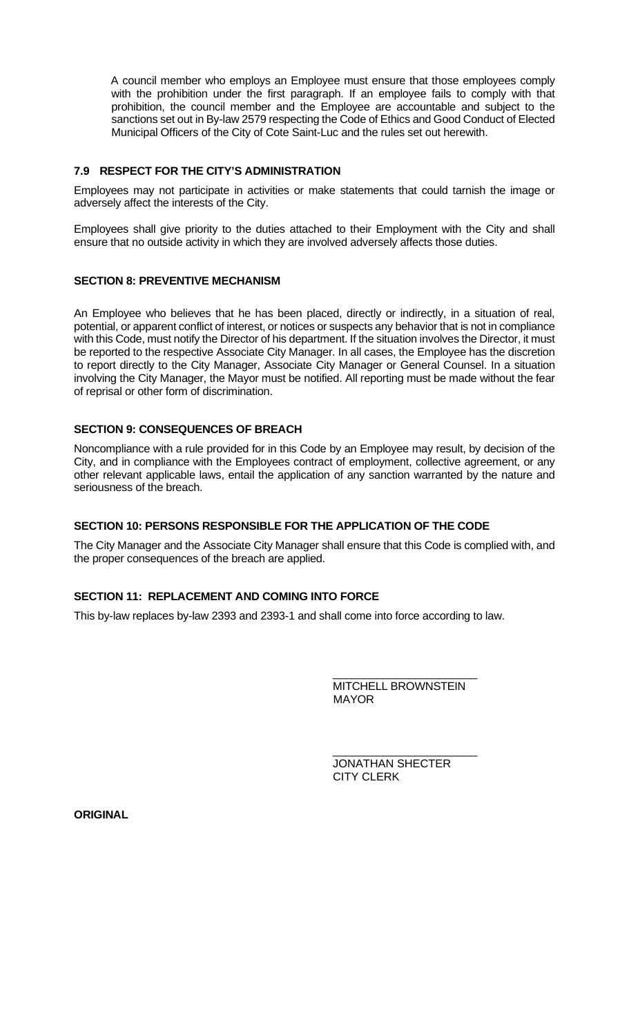A council member who employs an Employee must ensure that those employees comply with the prohibition under the first paragraph. If an employee fails to comply with that prohibition, the council member and the Employee are accountable and subject to the sanctions set out in By-law 2579 respecting the Code of Ethics and Good Conduct of Elected Municipal Officers of the City of Cote Saint-Luc and the rules set out herewith.

### 7.9 RESPECT FOR THE CITY'S ADMINISTRATION

Employees may not participate in activities or make statements that could tarnish the image or adversely affect the interests of the City.

Employees shall give priority to the duties attached to their Employment with the City and shall ensure that no outside activity in which they are involved adversely affects those duties.

### SECTION 8: PREVENTIVE MECHANISM

An Employee who believes that he has been placed, directly or indirectly, in a situation of real, potential, or apparent conflict of interest, or notices or suspects any behavior that is not in compliance with this Code, must notify the Director of his department. If the situation involves the Director, it must be reported to the respective Associate City Manager. In all cases, the Employee has the discretion to report directly to the City Manager, Associate City Manager or General Counsel. In a situation involving the City Manager, the Mayor must be notified. All reporting must be made without the fear of reprisal or other form of discrimination.

### SECTION 9: CONSEQUENCES OF BREACH

Noncompliance with a rule provided for in this Code by an Employee may result, by decision of the City, and in compliance with the Employees contract of employment, collective agreement, or any other relevant applicable laws, entail the application of any sanction warranted by the nature and seriousness of the breach.

### SECTION 10: PERSONS RESPONSIBLE FOR THE APPLICATION OF THE CODE

The City Manager and the Associate City Manager shall ensure that this Code is complied with, and the proper consequences of the breach are applied.

### SECTION 11: REPLACEMENT AND COMING INTO FORCE

This by-law replaces by-law 2393 and 2393-1 and shall come into force according to law.

\_\_\_\_\_\_\_\_\_\_\_\_\_\_\_\_\_\_\_\_\_\_\_\_
MITCHELL BROWNSTEIN
MAYOR

\_\_\_\_\_\_\_\_\_\_\_\_\_\_\_\_\_\_\_\_\_\_\_\_
JONATHAN SHECTER
CITY CLERK

**ORIGINAL**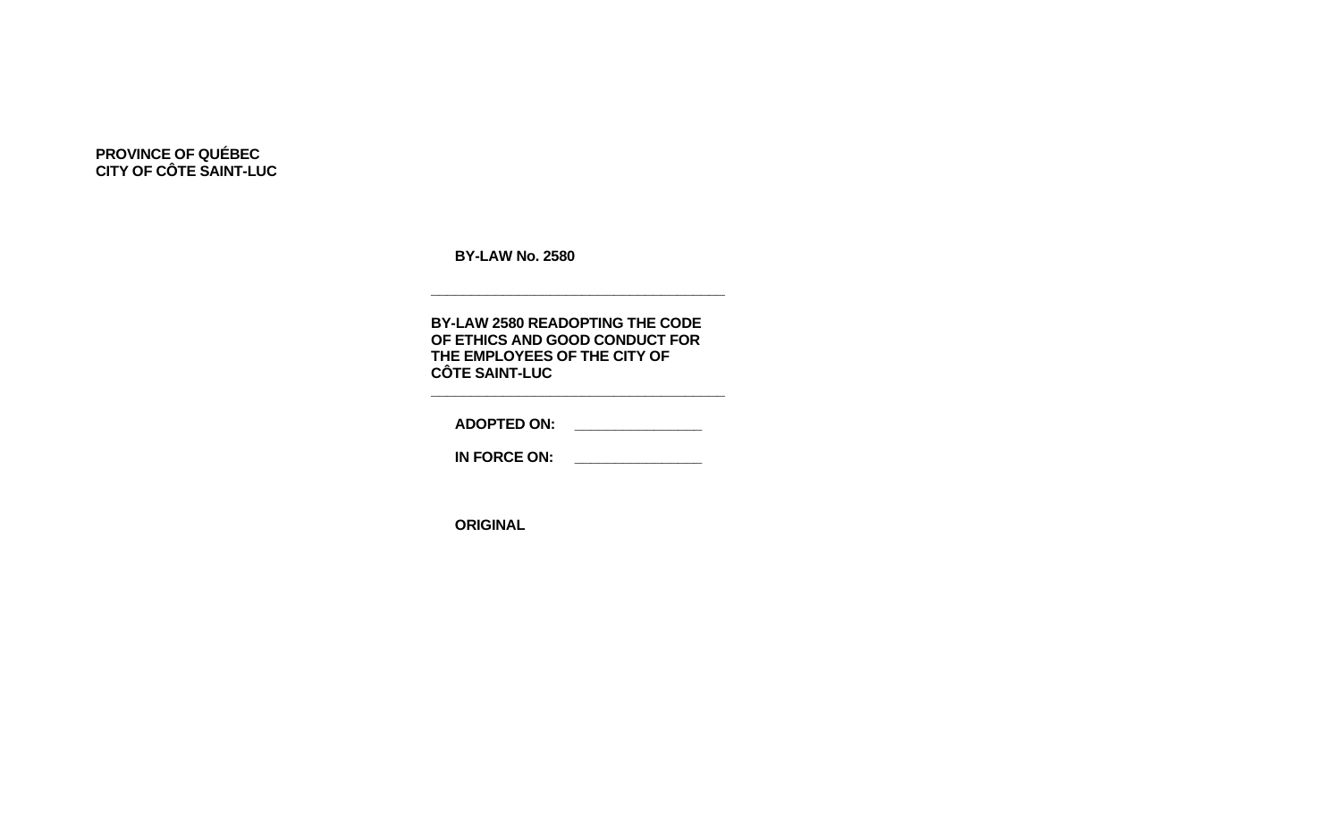**PROVINCE OF QUÉBEC**
**CITY OF CÔTE SAINT-LUC**

**BY-LAW No. 2580**

---

**BY-LAW 2580 READOPTING THE CODE OF ETHICS AND GOOD CONDUCT FOR THE EMPLOYEES OF THE CITY OF CÔTE SAINT-LUC**

---

**ADOPTED ON:** ________________

**IN FORCE ON:** ________________

**ORIGINAL**